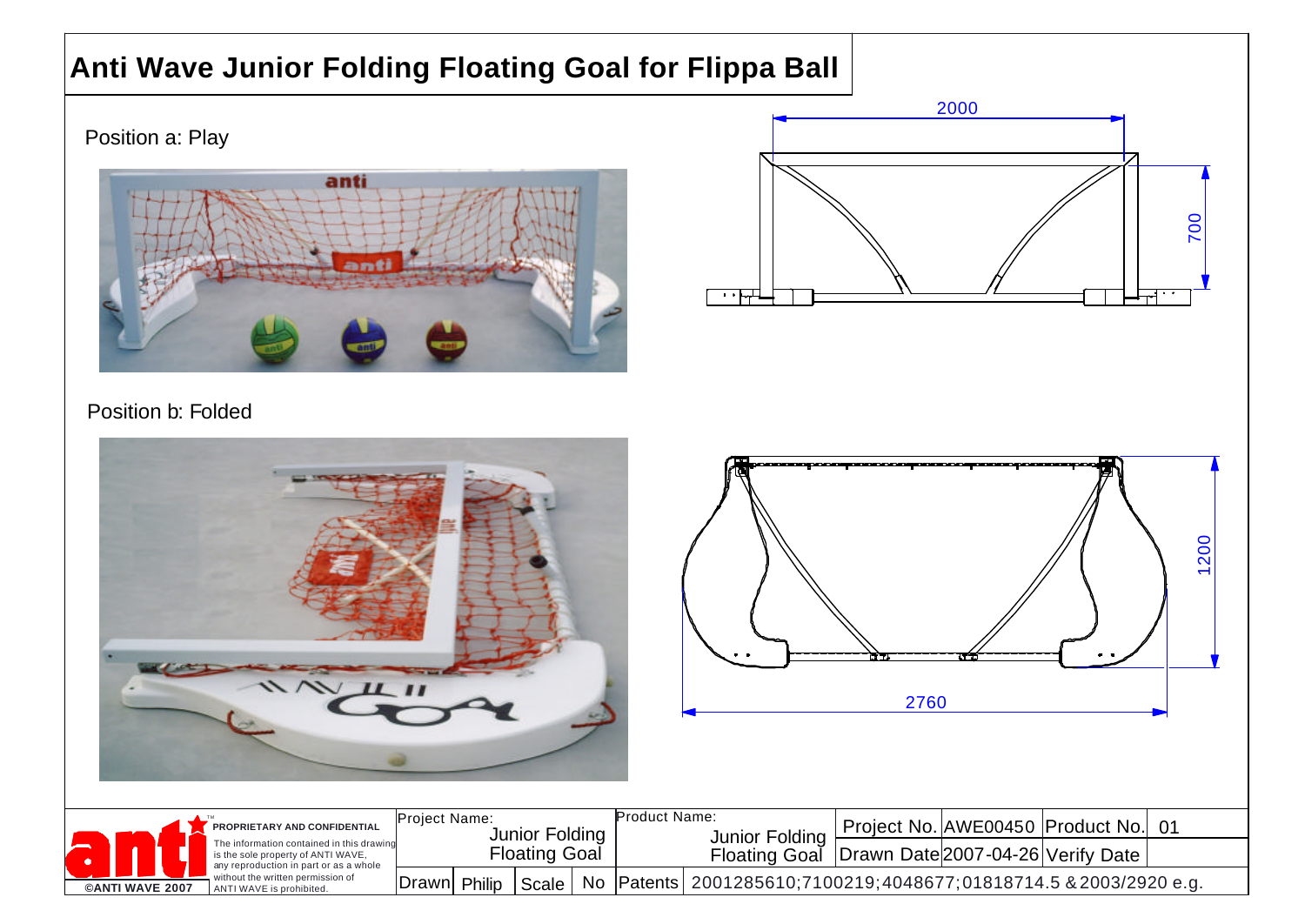# Anti Wave Junior Folding Floating Goal for Flippa Ball

Position a: Play

2000

700

Position b: Folded

1200

2760

| | Project Name: Junior Folding Floating Goal | | Product Name: Junior Folding Floating Goal | Project No. | AWE00450 | Product No. | 01 |
|---|---|---|---|---|---|---|---|
| | | | | Drawn Date | 2007-04-26 | Verify Date | |
| | Drawn | Philip | Scale | No | Patents | 2001285610;7100219;4048677;01818714.5 & 2003/2920 e.g. | |

**PROPRIETARY AND CONFIDENTIAL**

The information contained in this drawing is the sole property of ANTI WAVE, any reproduction in part or as a whole without the written permission of ANTI WAVE is prohibited.

©ANTI WAVE 2007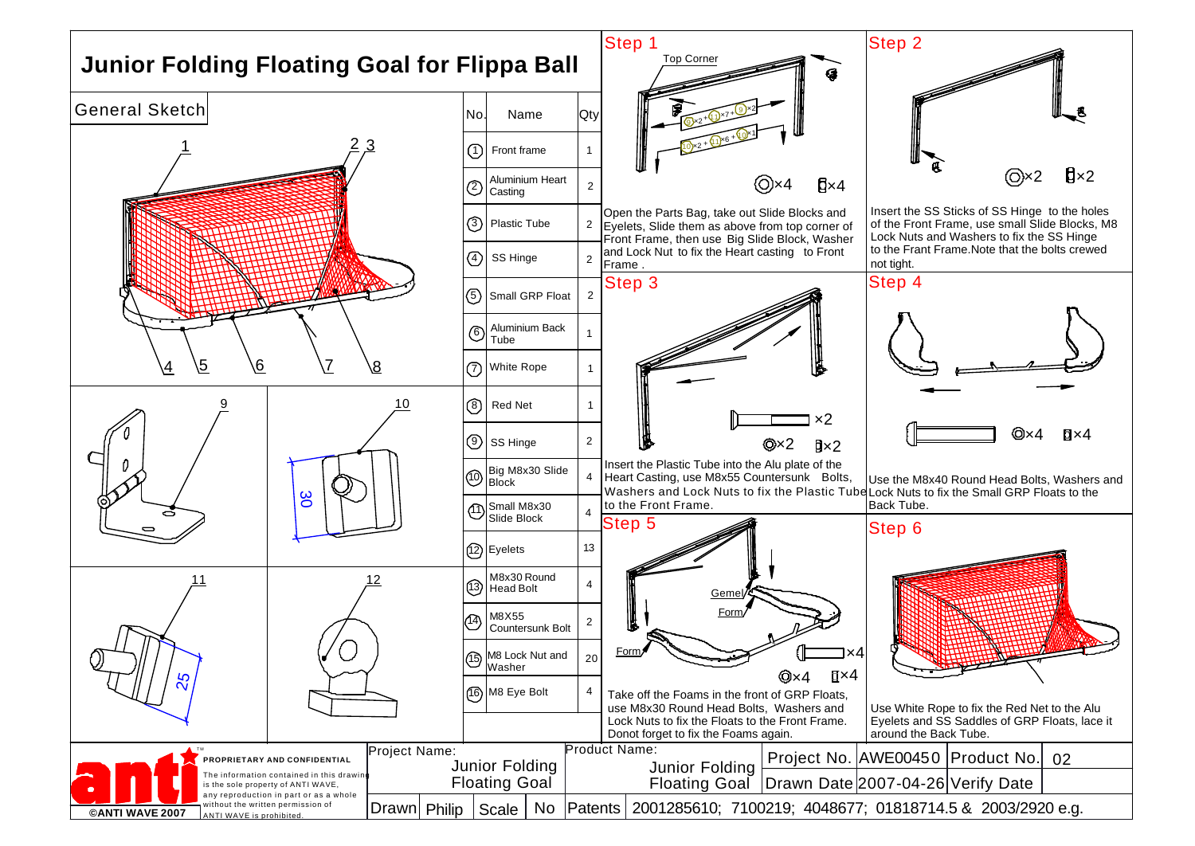# Junior Folding Floating Goal for Flippa Ball

## General Sketch

1 2 3

4 5 6 7 8

9 10

30

11 12

25

| No. | Name | Qty |
|---|---|---|
| 1 | Front frame | 1 |
| 2 | Aluminium Heart Casting | 2 |
| 3 | Plastic Tube | 2 |
| 4 | SS Hinge | 2 |
| 5 | Small GRP Float | 2 |
| 6 | Aluminium Back Tube | 1 |
| 7 | White Rope | 1 |
| 8 | Red Net | 1 |
| 9 | SS Hinge | 2 |
| 10 | Big M8x30 Slide Block | 4 |
| 11 | Small M8x30 Slide Block | 4 |
| 12 | Eyelets | 13 |
| 13 | M8x30 Round Head Bolt | 4 |
| 14 | M8X55 Countersunk Bolt | 2 |
| 15 | M8 Lock Nut and Washer | 20 |
| 16 | M8 Eye Bolt | 4 |

## Step 1

Top Corner

9×2 + 11×7 + 9×2

10×2 + 11×6 + 10×1

×4 ×4

Open the Parts Bag, take out Slide Blocks and Eyelets, Slide them as above from top corner of Front Frame, then use Big Slide Block, Washer and Lock Nut to fix the Heart casting to Front Frame.

## Step 2

×2 ×2

Insert the SS Sticks of SS Hinge to the holes of the Front Frame, use small Slide Blocks, M8 Lock Nuts and Washers to fix the SS Hinge to the Frant Frame.Note that the bolts crewed not tight.

## Step 3

×2

×2 ×2

Insert the Plastic Tube into the Alu plate of the Heart Casting, use M8x55 Countersunk Bolts, Washers and Lock Nuts to fix the Plastic Tube to the Front Frame.

## Step 4

×4 ×4

Use the M8x40 Round Head Bolts, Washers and Lock Nuts to fix the Small GRP Floats to the Back Tube.

## Step 5

Gemel

Form

Form

×4

×4 ×4

Take off the Foams in the front of GRP Floats, use M8x30 Round Head Bolts, Washers and Lock Nuts to fix the Floats to the Front Frame. Donot forget to fix the Foams again.

## Step 6

Use White Rope to fix the Red Net to the Alu Eyelets and SS Saddles of GRP Floats, lace it around the Back Tube.

anti™

**PROPRIETARY AND CONFIDENTIAL**

The information contained in this drawing is the sole property of ANTI WAVE, any reproduction in part or as a whole without the written permission of ANTI WAVE is prohibited.

©ANTI WAVE 2007

| | | | | | | | | |
|---|---|---|---|---|---|---|---|---|
| Project Name: Junior Folding Floating Goal | | | Product Name: Junior Folding Floating Goal | Project No. | AWE00450 | Product No. | 02 |
| | | | | Drawn Date | 2007-04-26 | Verify Date | |
| Drawn | Philip | Scale | No | Patents | 2001285610; 7100219; 4048677; 01818714.5 & 2003/2920 e.g. | | |